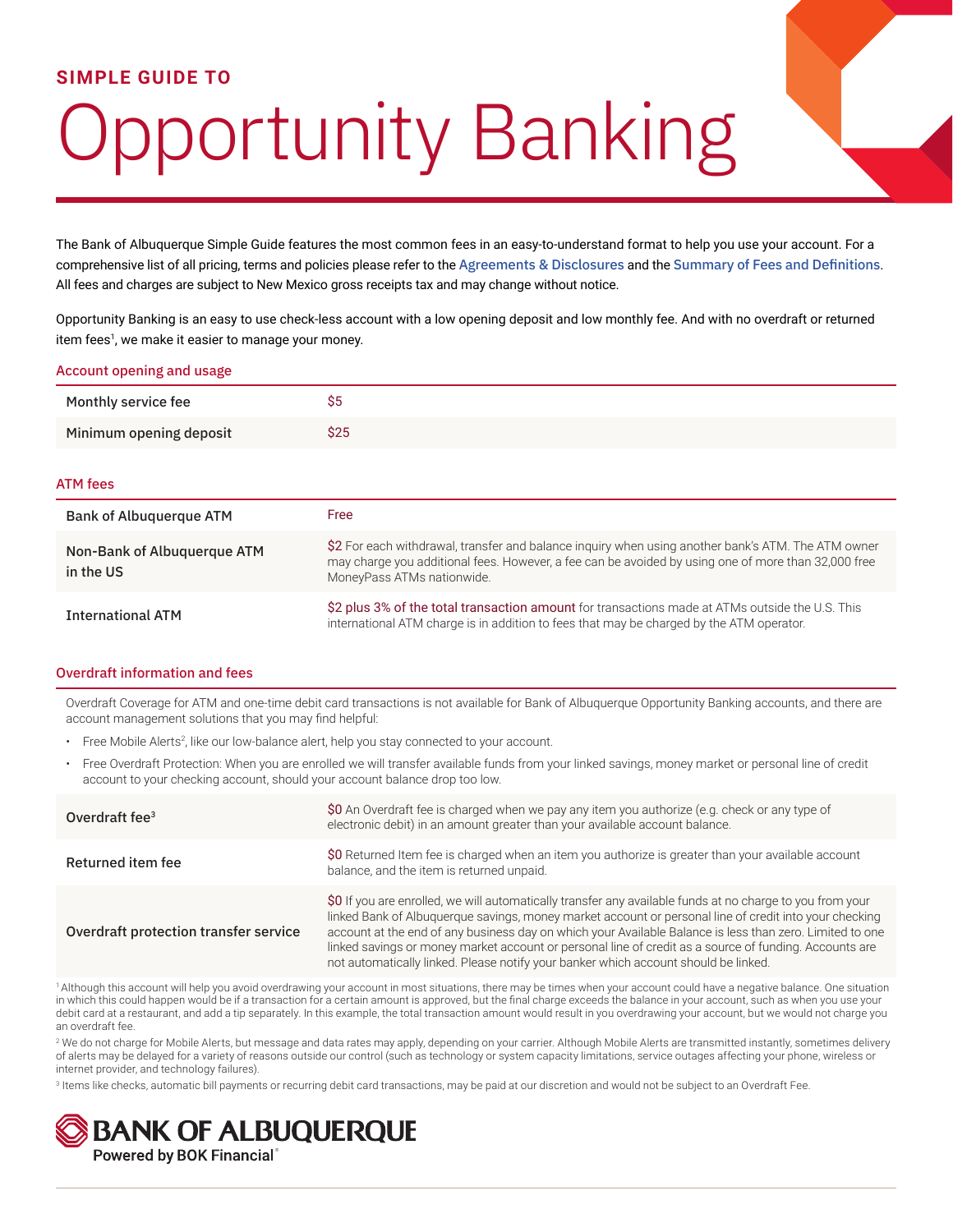SIMPLE GUIDE TO

# Opportunity Banking

The Bank of Albuquerque Simple Guide features the most common fees in an easy-to-understand format to help you use your account. For a comprehensive list of all pricing, terms and policies please refer to the Agreements & Disclosures and the Summary of Fees and Definitions. All fees and charges are subject to New Mexico gross receipts tax and may change without notice.

Opportunity Banking is an easy to use check-less account with a low opening deposit and low monthly fee. And with no overdraft or returned item fees[1], we make it easier to manage your money.

## Account opening and usage

| | |
|---|---|
| **Monthly service fee** | $5 |
| **Minimum opening deposit** | $25 |

## ATM fees

| | |
|---|---|
| **Bank of Albuquerque ATM** | Free |
| **Non-Bank of Albuquerque ATM in the US** | $2 For each withdrawal, transfer and balance inquiry when using another bank's ATM. The ATM owner may charge you additional fees. However, a fee can be avoided by using one of more than 32,000 free MoneyPass ATMs nationwide. |
| **International ATM** | $2 plus 3% of the total transaction amount for transactions made at ATMs outside the U.S. This international ATM charge is in addition to fees that may be charged by the ATM operator. |

## Overdraft information and fees

Overdraft Coverage for ATM and one-time debit card transactions is not available for Bank of Albuquerque Opportunity Banking accounts, and there are account management solutions that you may find helpful:

- Free Mobile Alerts[2], like our low-balance alert, help you stay connected to your account.
- Free Overdraft Protection: When you are enrolled we will transfer available funds from your linked savings, money market or personal line of credit account to your checking account, should your account balance drop too low.

| | |
|---|---|
| **Overdraft fee[3]** | $0 An Overdraft fee is charged when we pay any item you authorize (e.g. check or any type of electronic debit) in an amount greater than your available account balance. |
| **Returned item fee** | $0 Returned Item fee is charged when an item you authorize is greater than your available account balance, and the item is returned unpaid. |
| **Overdraft protection transfer service** | $0 If you are enrolled, we will automatically transfer any available funds at no charge to you from your linked Bank of Albuquerque savings, money market account or personal line of credit into your checking account at the end of any business day on which your Available Balance is less than zero. Limited to one linked savings or money market account or personal line of credit as a source of funding. Accounts are not automatically linked. Please notify your banker which account should be linked. |

[1] Although this account will help you avoid overdrawing your account in most situations, there may be times when your account could have a negative balance. One situation in which this could happen would be if a transaction for a certain amount is approved, but the final charge exceeds the balance in your account, such as when you use your debit card at a restaurant, and add a tip separately. In this example, the total transaction amount would result in you overdrawing your account, but we would not charge you an overdraft fee.

[2] We do not charge for Mobile Alerts, but message and data rates may apply, depending on your carrier. Although Mobile Alerts are transmitted instantly, sometimes delivery of alerts may be delayed for a variety of reasons outside our control (such as technology or system capacity limitations, service outages affecting your phone, wireless or internet provider, and technology failures).

[3] Items like checks, automatic bill payments or recurring debit card transactions, may be paid at our discretion and would not be subject to an Overdraft Fee.

**BANK OF ALBUQUERQUE**
Powered by BOK Financial®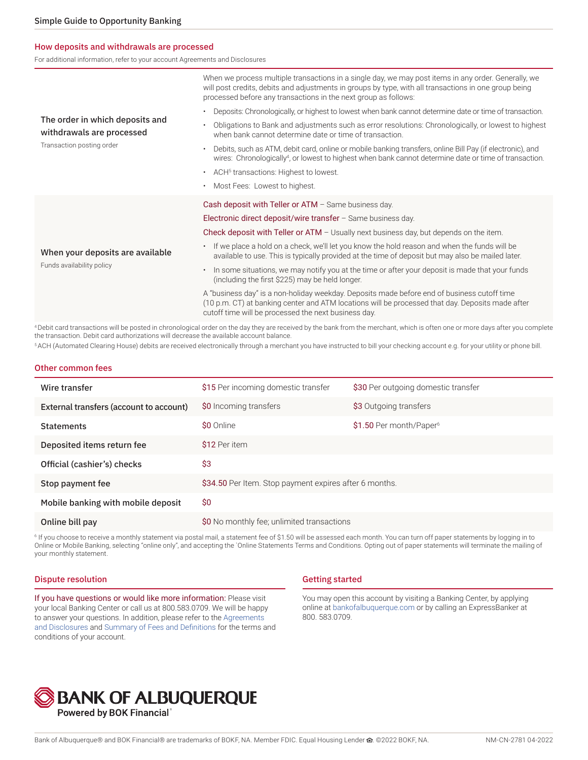## How deposits and withdrawals are processed

For additional information, refer to your account Agreements and Disclosures

| | |
|---|---|
| **The order in which deposits and withdrawals are processed**<br>Transaction posting order | When we process multiple transactions in a single day, we may post items in any order. Generally, we will post credits, debits and adjustments in groups by type, with all transactions in one group being processed before any transactions in the next group as follows:<br>• Deposits: Chronologically, or highest to lowest when bank cannot determine date or time of transaction.<br>• Obligations to Bank and adjustments such as error resolutions: Chronologically, or lowest to highest when bank cannot determine date or time of transaction.<br>• Debits, such as ATM, debit card, online or mobile banking transfers, online Bill Pay (if electronic), and wires: Chronologically[4], or lowest to highest when bank cannot determine date or time of transaction.<br>• ACH[5] transactions: Highest to lowest.<br>• Most Fees: Lowest to highest. |
| **When your deposits are available**<br>Funds availability policy | Cash deposit with Teller or ATM – Same business day.<br>Electronic direct deposit/wire transfer – Same business day.<br>Check deposit with Teller or ATM – Usually next business day, but depends on the item.<br>• If we place a hold on a check, we'll let you know the hold reason and when the funds will be available to use. This is typically provided at the time of deposit but may also be mailed later.<br>• In some situations, we may notify you at the time or after your deposit is made that your funds (including the first $225) may be held longer.<br>A "business day" is a non-holiday weekday. Deposits made before end of business cutoff time (10 p.m. CT) at banking center and ATM locations will be processed that day. Deposits made after cutoff time will be processed the next business day. |

[4] Debit card transactions will be posted in chronological order on the day they are received by the bank from the merchant, which is often one or more days after you complete the transaction. Debit card authorizations will decrease the available account balance.

[5] ACH (Automated Clearing House) debits are received electronically through a merchant you have instructed to bill your checking account e.g. for your utility or phone bill.

## Other common fees

| | | |
|---|---|---|
| **Wire transfer** | $15 Per incoming domestic transfer | $30 Per outgoing domestic transfer |
| **External transfers (account to account)** | $0 Incoming transfers | $3 Outgoing transfers |
| **Statements** | $0 Online | $1.50 Per month/Paper[6] |
| **Deposited items return fee** | $12 Per item | |
| **Official (cashier's) checks** | $3 | |
| **Stop payment fee** | $34.50 Per Item. Stop payment expires after 6 months. | |
| **Mobile banking with mobile deposit** | $0 | |
| **Online bill pay** | $0 No monthly fee; unlimited transactions | |

[6] If you choose to receive a monthly statement via postal mail, a statement fee of $1.50 will be assessed each month. You can turn off paper statements by logging in to Online or Mobile Banking, selecting "online only", and accepting the `Online Statements Terms and Conditions. Opting out of paper statements will terminate the mailing of your monthly statement.

## Dispute resolution

If you have questions or would like more information: Please visit your local Banking Center or call us at 800.583.0709. We will be happy to answer your questions. In addition, please refer to the Agreements and Disclosures and Summary of Fees and Definitions for the terms and conditions of your account.

## Getting started

You may open this account by visiting a Banking Center, by applying online at bankofalbuquerque.com or by calling an ExpressBanker at 800. 583.0709.

**BANK OF ALBUQUERQUE**
Powered by BOK Financial®

Bank of Albuquerque® and BOK Financial® are trademarks of BOKF, NA. Member FDIC. Equal Housing Lender. ©2022 BOKF, NA. NM-CN-2781 04-2022